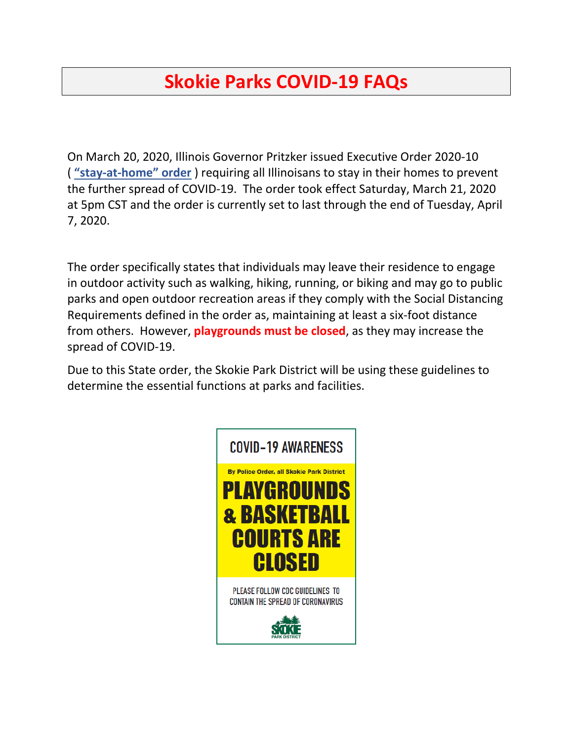# Skokie Parks COVID-19 FAQs

On March 20, 2020, Illinois Governor Pritzker issued Executive Order 2020-10 ( **"stay-at-home" order** ) requiring all Illinoisans to stay in their homes to prevent the further spread of COVID-19. The order took effect Saturday, March 21, 2020 at 5pm CST and the order is currently set to last through the end of Tuesday, April 7, 2020.

The order specifically states that individuals may leave their residence to engage in outdoor activity such as walking, hiking, running, or biking and may go to public parks and open outdoor recreation areas if they comply with the Social Distancing Requirements defined in the order as, maintaining at least a six-foot distance from others. However, **playgrounds must be closed**, as they may increase the spread of COVID-19.

Due to this State order, the Skokie Park District will be using these guidelines to determine the essential functions at parks and facilities.

COVID-19 AWARENESS

By Police Order, all Skokie Park District

**PLAYGROUNDS & BASKETBALL COURTS ARE CLOSED**

PLEASE FOLLOW CDC GUIDELINES TO CONTAIN THE SPREAD OF CORONAVIRUS

SKOKIE PARK DISTRICT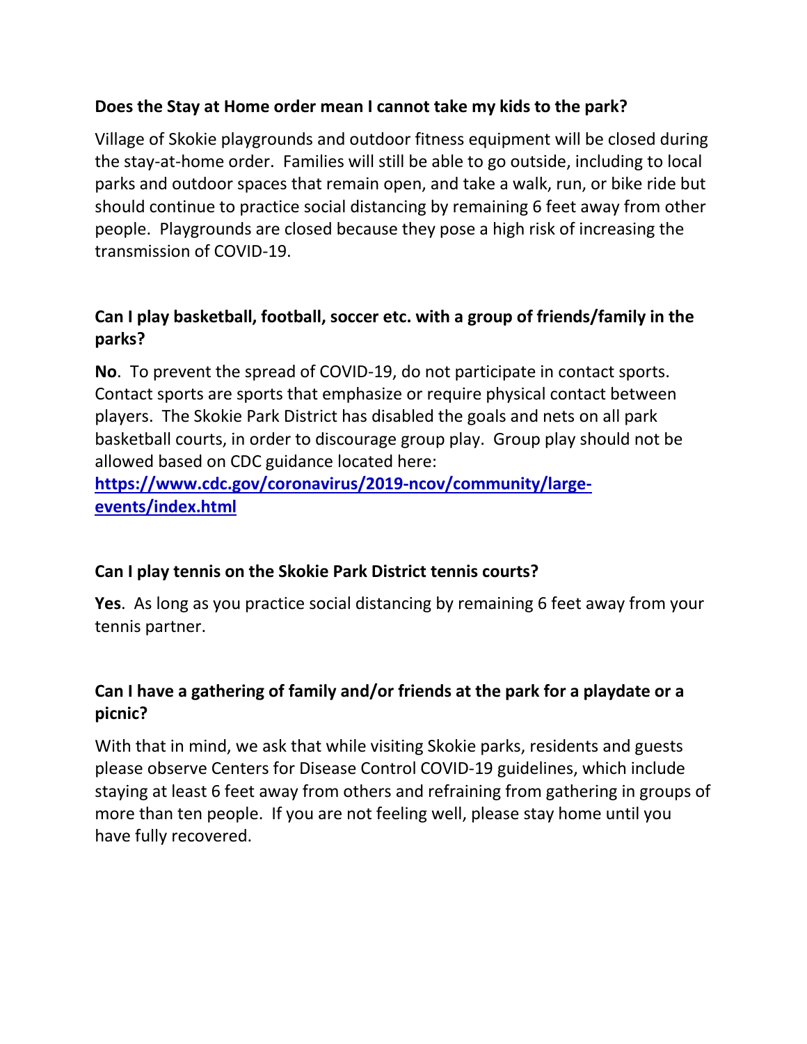**Does the Stay at Home order mean I cannot take my kids to the park?**

Village of Skokie playgrounds and outdoor fitness equipment will be closed during the stay-at-home order. Families will still be able to go outside, including to local parks and outdoor spaces that remain open, and take a walk, run, or bike ride but should continue to practice social distancing by remaining 6 feet away from other people. Playgrounds are closed because they pose a high risk of increasing the transmission of COVID-19.

**Can I play basketball, football, soccer etc. with a group of friends/family in the parks?**

**No**. To prevent the spread of COVID-19, do not participate in contact sports. Contact sports are sports that emphasize or require physical contact between players. The Skokie Park District has disabled the goals and nets on all park basketball courts, in order to discourage group play. Group play should not be allowed based on CDC guidance located here: [https://www.cdc.gov/coronavirus/2019-ncov/community/large-events/index.html](https://www.cdc.gov/coronavirus/2019-ncov/community/large-events/index.html)

**Can I play tennis on the Skokie Park District tennis courts?**

**Yes**. As long as you practice social distancing by remaining 6 feet away from your tennis partner.

**Can I have a gathering of family and/or friends at the park for a playdate or a picnic?**

With that in mind, we ask that while visiting Skokie parks, residents and guests please observe Centers for Disease Control COVID-19 guidelines, which include staying at least 6 feet away from others and refraining from gathering in groups of more than ten people. If you are not feeling well, please stay home until you have fully recovered.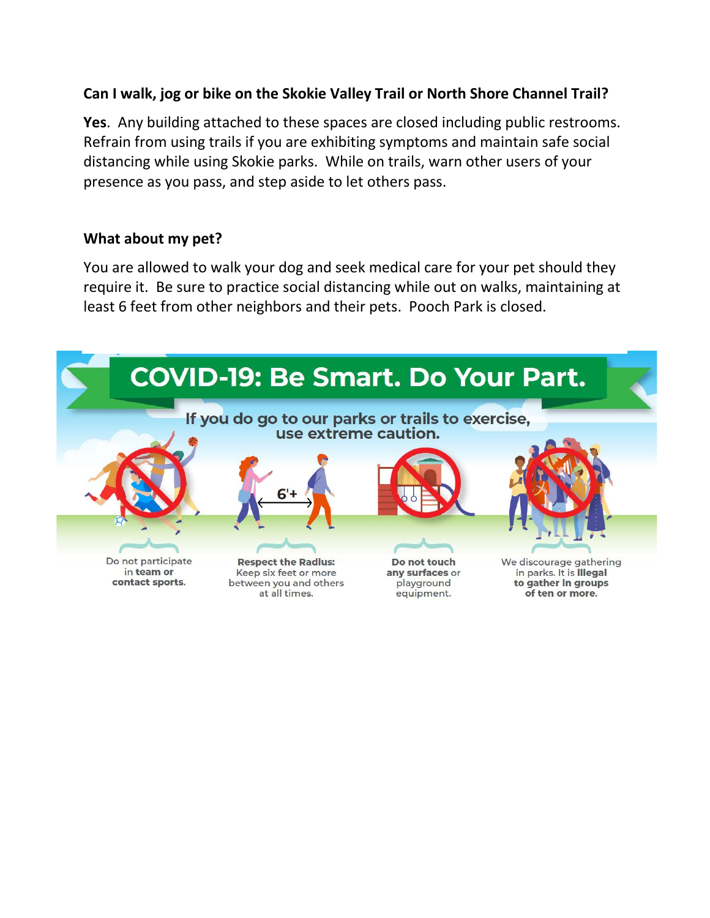**Can I walk, jog or bike on the Skokie Valley Trail or North Shore Channel Trail?**

**Yes**. Any building attached to these spaces are closed including public restrooms. Refrain from using trails if you are exhibiting symptoms and maintain safe social distancing while using Skokie parks. While on trails, warn other users of your presence as you pass, and step aside to let others pass.

**What about my pet?**

You are allowed to walk your dog and seek medical care for your pet should they require it. Be sure to practice social distancing while out on walks, maintaining at least 6 feet from other neighbors and their pets. Pooch Park is closed.

**COVID-19: Be Smart. Do Your Part.**

**If you do go to our parks or trails to exercise, use extreme caution.**

6'+

Do not participate in **team or contact sports.**

**Respect the Radius:** Keep six feet or more between you and others at all times.

**Do not touch any surfaces** or playground equipment.

We discourage gathering in parks. It is **illegal to gather in groups of ten or more.**